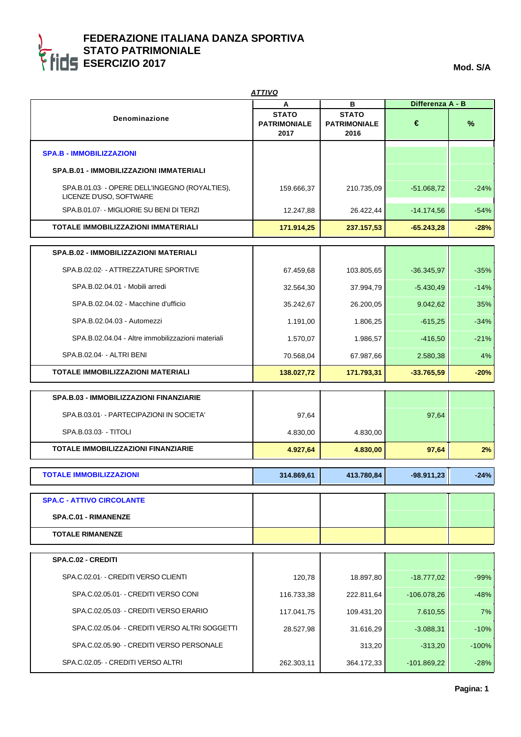# FEDERAZIONE ITALIANA DANZA SPORTIVA
## STATO PATRIMONIALE
## ESERCIZIO 2017

**Mod. S/A**

***ATTIVO***

| Denominazione | A<br>STATO PATRIMONIALE 2017 | B<br>STATO PATRIMONIALE 2016 | Differenza A - B<br>€ | <br>% |
|---|---|---|---|---|
| **SPA.B - IMMOBILIZZAZIONI** | | | | |
| **SPA.B.01 - IMMOBILIZZAZIONI IMMATERIALI** | | | | |
| SPA.B.01.03· - OPERE DELL'INGEGNO (ROYALTIES), LICENZE D'USO, SOFTWARE | 159.666,37 | 210.735,09 | -51.068,72 | -24% |
| SPA.B.01.07· - MIGLIORIE SU BENI DI TERZI | 12.247,88 | 26.422,44 | -14.174,56 | -54% |
| **TOTALE IMMOBILIZZAZIONI IMMATERIALI** | **171.914,25** | **237.157,53** | **-65.243,28** | **-28%** |
| **SPA.B.02 - IMMOBILIZZAZIONI MATERIALI** | | | | |
| SPA.B.02.02· - ATTREZZATURE SPORTIVE | 67.459,68 | 103.805,65 | -36.345,97 | -35% |
| SPA.B.02.04.01 - Mobili arredi | 32.564,30 | 37.994,79 | -5.430,49 | -14% |
| SPA.B.02.04.02 - Macchine d'ufficio | 35.242,67 | 26.200,05 | 9.042,62 | 35% |
| SPA.B.02.04.03 - Automezzi | 1.191,00 | 1.806,25 | -615,25 | -34% |
| SPA.B.02.04.04 - Altre immobilizzazioni materiali | 1.570,07 | 1.986,57 | -416,50 | -21% |
| SPA.B.02.04· - ALTRI BENI | 70.568,04 | 67.987,66 | 2.580,38 | 4% |
| **TOTALE IMMOBILIZZAZIONI MATERIALI** | **138.027,72** | **171.793,31** | **-33.765,59** | **-20%** |
| **SPA.B.03 - IMMOBILIZZAZIONI FINANZIARIE** | | | | |
| SPA.B.03.01· - PARTECIPAZIONI IN SOCIETA' | 97,64 | | 97,64 | |
| SPA.B.03.03· - TITOLI | 4.830,00 | 4.830,00 | | |
| **TOTALE IMMOBILIZZAZIONI FINANZIARIE** | **4.927,64** | **4.830,00** | **97,64** | **2%** |
| **TOTALE IMMOBILIZZAZIONI** | **314.869,61** | **413.780,84** | **-98.911,23** | **-24%** |
| **SPA.C - ATTIVO CIRCOLANTE** | | | | |
| **SPA.C.01 - RIMANENZE** | | | | |
| **TOTALE RIMANENZE** | | | | |
| **SPA.C.02 - CREDITI** | | | | |
| SPA.C.02.01· - CREDITI VERSO CLIENTI | 120,78 | 18.897,80 | -18.777,02 | -99% |
| SPA.C.02.05.01· - CREDITI VERSO CONI | 116.733,38 | 222.811,64 | -106.078,26 | -48% |
| SPA.C.02.05.03· - CREDITI VERSO ERARIO | 117.041,75 | 109.431,20 | 7.610,55 | 7% |
| SPA.C.02.05.04· - CREDITI VERSO ALTRI SOGGETTI | 28.527,98 | 31.616,29 | -3.088,31 | -10% |
| SPA.C.02.05.90· - CREDITI VERSO PERSONALE | | 313,20 | -313,20 | -100% |
| SPA.C.02.05· - CREDITI VERSO ALTRI | 262.303,11 | 364.172,33 | -101.869,22 | -28% |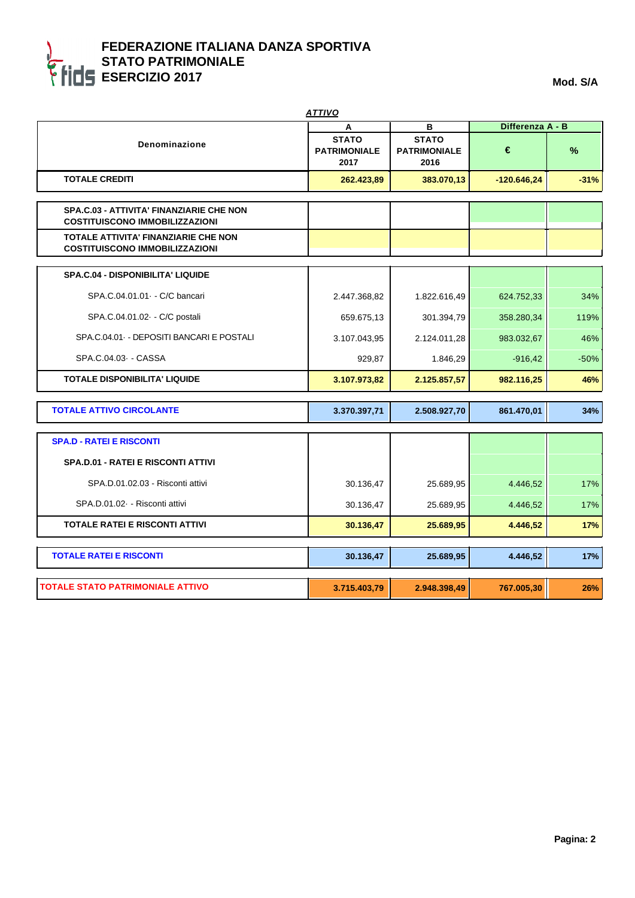# FEDERAZIONE ITALIANA DANZA SPORTIVA
## STATO PATRIMONIALE
## ESERCIZIO 2017

**Mod. S/A**

***ATTIVO***

| Denominazione | A<br>STATO PATRIMONIALE 2017 | B<br>STATO PATRIMONIALE 2016 | Differenza A - B<br>€ | <br>% |
|---|---|---|---|---|
| **TOTALE CREDITI** | **262.423,89** | **383.070,13** | **-120.646,24** | **-31%** |
| **SPA.C.03 - ATTIVITA' FINANZIARIE CHE NON COSTITUISCONO IMMOBILIZZAZIONI** | | | | |
| **TOTALE ATTIVITA' FINANZIARIE CHE NON COSTITUISCONO IMMOBILIZZAZIONI** | | | | |
| **SPA.C.04 - DISPONIBILITA' LIQUIDE** | | | | |
| SPA.C.04.01.01· - C/C bancari | 2.447.368,82 | 1.822.616,49 | 624.752,33 | 34% |
| SPA.C.04.01.02· - C/C postali | 659.675,13 | 301.394,79 | 358.280,34 | 119% |
| SPA.C.04.01· - DEPOSITI BANCARI E POSTALI | 3.107.043,95 | 2.124.011,28 | 983.032,67 | 46% |
| SPA.C.04.03· - CASSA | 929,87 | 1.846,29 | -916,42 | -50% |
| **TOTALE DISPONIBILITA' LIQUIDE** | **3.107.973,82** | **2.125.857,57** | **982.116,25** | **46%** |
| **TOTALE ATTIVO CIRCOLANTE** | **3.370.397,71** | **2.508.927,70** | **861.470,01** | **34%** |
| **SPA.D - RATEI E RISCONTI** | | | | |
| **SPA.D.01 - RATEI E RISCONTI ATTIVI** | | | | |
| SPA.D.01.02.03 - Risconti attivi | 30.136,47 | 25.689,95 | 4.446,52 | 17% |
| SPA.D.01.02· - Risconti attivi | 30.136,47 | 25.689,95 | 4.446,52 | 17% |
| **TOTALE RATEI E RISCONTI ATTIVI** | **30.136,47** | **25.689,95** | **4.446,52** | **17%** |
| **TOTALE RATEI E RISCONTI** | **30.136,47** | **25.689,95** | **4.446,52** | **17%** |
| **TOTALE STATO PATRIMONIALE ATTIVO** | **3.715.403,79** | **2.948.398,49** | **767.005,30** | **26%** |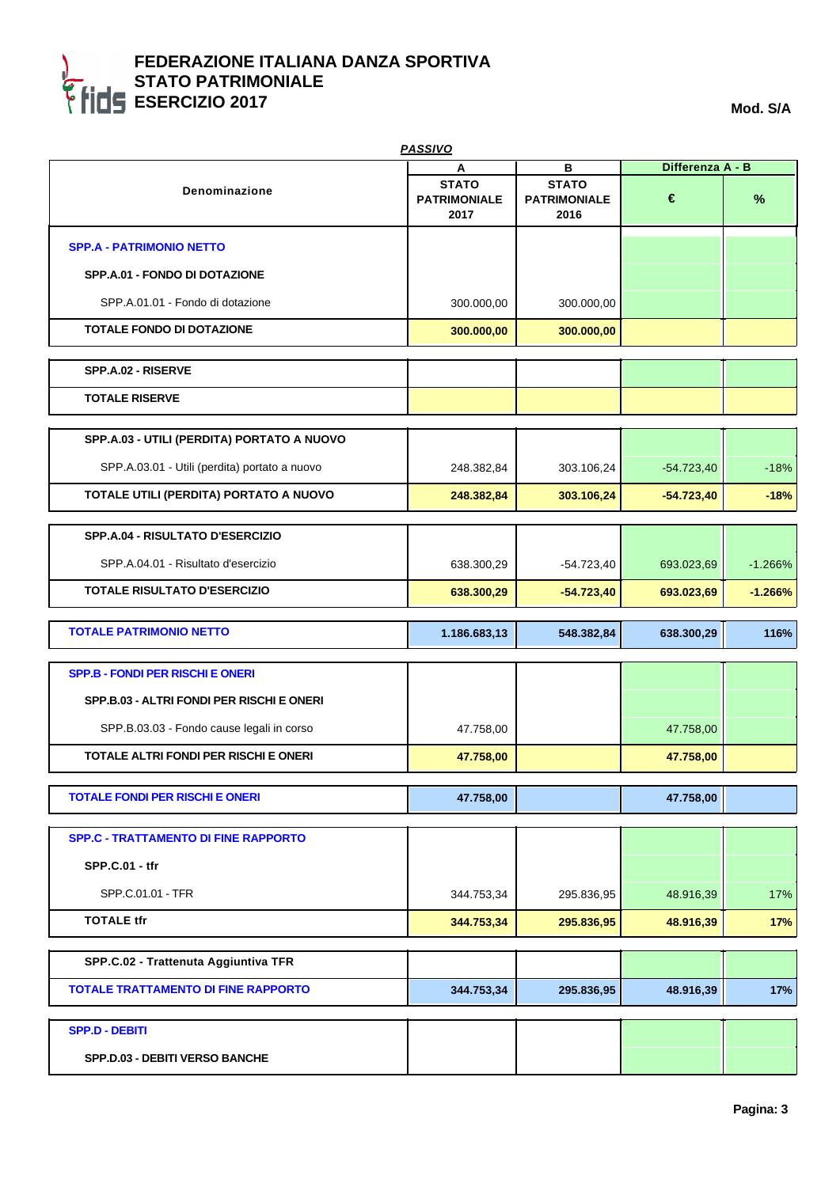# FEDERAZIONE ITALIANA DANZA SPORTIVA
## STATO PATRIMONIALE
## ESERCIZIO 2017

**Mod. S/A**

***PASSIVO***

| Denominazione | A STATO PATRIMONIALE 2017 | B STATO PATRIMONIALE 2016 | Differenza A - B € | % |
|---|---|---|---|---|
| **SPP.A - PATRIMONIO NETTO** | | | | |
| **SPP.A.01 - FONDO DI DOTAZIONE** | | | | |
| SPP.A.01.01 - Fondo di dotazione | 300.000,00 | 300.000,00 | | |
| **TOTALE FONDO DI DOTAZIONE** | **300.000,00** | **300.000,00** | | |
| **SPP.A.02 - RISERVE** | | | | |
| **TOTALE RISERVE** | | | | |
| **SPP.A.03 - UTILI (PERDITA) PORTATO A NUOVO** | | | | |
| SPP.A.03.01 - Utili (perdita) portato a nuovo | 248.382,84 | 303.106,24 | -54.723,40 | -18% |
| **TOTALE UTILI (PERDITA) PORTATO A NUOVO** | **248.382,84** | **303.106,24** | **-54.723,40** | **-18%** |
| **SPP.A.04 - RISULTATO D'ESERCIZIO** | | | | |
| SPP.A.04.01 - Risultato d'esercizio | 638.300,29 | -54.723,40 | 693.023,69 | -1.266% |
| **TOTALE RISULTATO D'ESERCIZIO** | **638.300,29** | **-54.723,40** | **693.023,69** | **-1.266%** |
| **TOTALE PATRIMONIO NETTO** | **1.186.683,13** | **548.382,84** | **638.300,29** | **116%** |
| **SPP.B - FONDI PER RISCHI E ONERI** | | | | |
| **SPP.B.03 - ALTRI FONDI PER RISCHI E ONERI** | | | | |
| SPP.B.03.03 - Fondo cause legali in corso | 47.758,00 | | 47.758,00 | |
| **TOTALE ALTRI FONDI PER RISCHI E ONERI** | **47.758,00** | | **47.758,00** | |
| **TOTALE FONDI PER RISCHI E ONERI** | **47.758,00** | | **47.758,00** | |
| **SPP.C - TRATTAMENTO DI FINE RAPPORTO** | | | | |
| **SPP.C.01 - tfr** | | | | |
| SPP.C.01.01 - TFR | 344.753,34 | 295.836,95 | 48.916,39 | 17% |
| **TOTALE tfr** | **344.753,34** | **295.836,95** | **48.916,39** | **17%** |
| **SPP.C.02 - Trattenuta Aggiuntiva TFR** | | | | |
| **TOTALE TRATTAMENTO DI FINE RAPPORTO** | **344.753,34** | **295.836,95** | **48.916,39** | **17%** |
| **SPP.D - DEBITI** | | | | |
| **SPP.D.03 - DEBITI VERSO BANCHE** | | | | |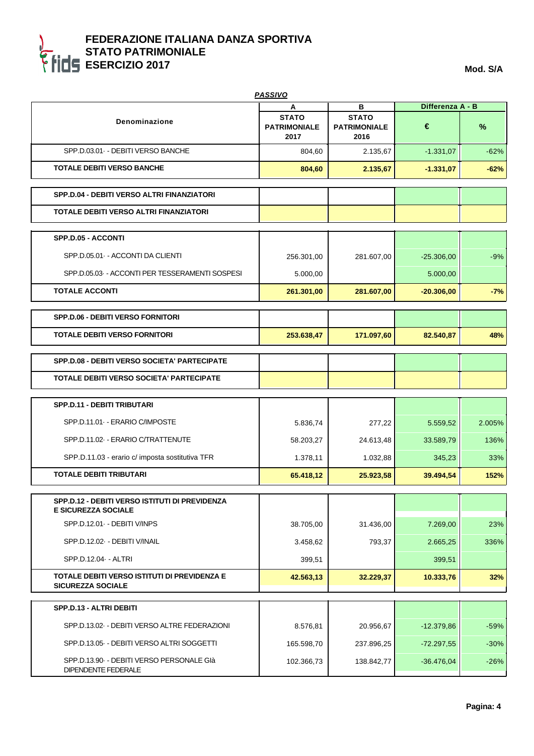# FEDERAZIONE ITALIANA DANZA SPORTIVA
## STATO PATRIMONIALE
## ESERCIZIO 2017

**Mod. S/A**

***PASSIVO***

| Denominazione | A<br>STATO PATRIMONIALE 2017 | B<br>STATO PATRIMONIALE 2016 | Differenza A - B<br>€ | <br>% |
|---|---|---|---|---|
| SPP.D.03.01· - DEBITI VERSO BANCHE | 804,60 | 2.135,67 | -1.331,07 | -62% |
| **TOTALE DEBITI VERSO BANCHE** | **804,60** | **2.135,67** | **-1.331,07** | **-62%** |
| **SPP.D.04 - DEBITI VERSO ALTRI FINANZIATORI** | | | | |
| **TOTALE DEBITI VERSO ALTRI FINANZIATORI** | | | | |
| **SPP.D.05 - ACCONTI** | | | | |
| SPP.D.05.01· - ACCONTI DA CLIENTI | 256.301,00 | 281.607,00 | -25.306,00 | -9% |
| SPP.D.05.03· - ACCONTI PER TESSERAMENTI SOSPESI | 5.000,00 | | 5.000,00 | |
| **TOTALE ACCONTI** | **261.301,00** | **281.607,00** | **-20.306,00** | **-7%** |
| **SPP.D.06 - DEBITI VERSO FORNITORI** | | | | |
| **TOTALE DEBITI VERSO FORNITORI** | **253.638,47** | **171.097,60** | **82.540,87** | **48%** |
| **SPP.D.08 - DEBITI VERSO SOCIETA' PARTECIPATE** | | | | |
| **TOTALE DEBITI VERSO SOCIETA' PARTECIPATE** | | | | |
| **SPP.D.11 - DEBITI TRIBUTARI** | | | | |
| SPP.D.11.01· - ERARIO C/IMPOSTE | 5.836,74 | 277,22 | 5.559,52 | 2.005% |
| SPP.D.11.02· - ERARIO C/TRATTENUTE | 58.203,27 | 24.613,48 | 33.589,79 | 136% |
| SPP.D.11.03 - erario c/ imposta sostitutiva TFR | 1.378,11 | 1.032,88 | 345,23 | 33% |
| **TOTALE DEBITI TRIBUTARI** | **65.418,12** | **25.923,58** | **39.494,54** | **152%** |
| **SPP.D.12 - DEBITI VERSO ISTITUTI DI PREVIDENZA E SICUREZZA SOCIALE** | | | | |
| SPP.D.12.01· - DEBITI V/INPS | 38.705,00 | 31.436,00 | 7.269,00 | 23% |
| SPP.D.12.02· - DEBITI V/INAIL | 3.458,62 | 793,37 | 2.665,25 | 336% |
| SPP.D.12.04· - ALTRI | 399,51 | | 399,51 | |
| **TOTALE DEBITI VERSO ISTITUTI DI PREVIDENZA E SICUREZZA SOCIALE** | **42.563,13** | **32.229,37** | **10.333,76** | **32%** |
| **SPP.D.13 - ALTRI DEBITI** | | | | |
| SPP.D.13.02· - DEBITI VERSO ALTRE FEDERAZIONI | 8.576,81 | 20.956,67 | -12.379,86 | -59% |
| SPP.D.13.05· - DEBITI VERSO ALTRI SOGGETTI | 165.598,70 | 237.896,25 | -72.297,55 | -30% |
| SPP.D.13.90· - DEBITI VERSO PERSONALE GIà DIPENDENTE FEDERALE | 102.366,73 | 138.842,77 | -36.476,04 | -26% |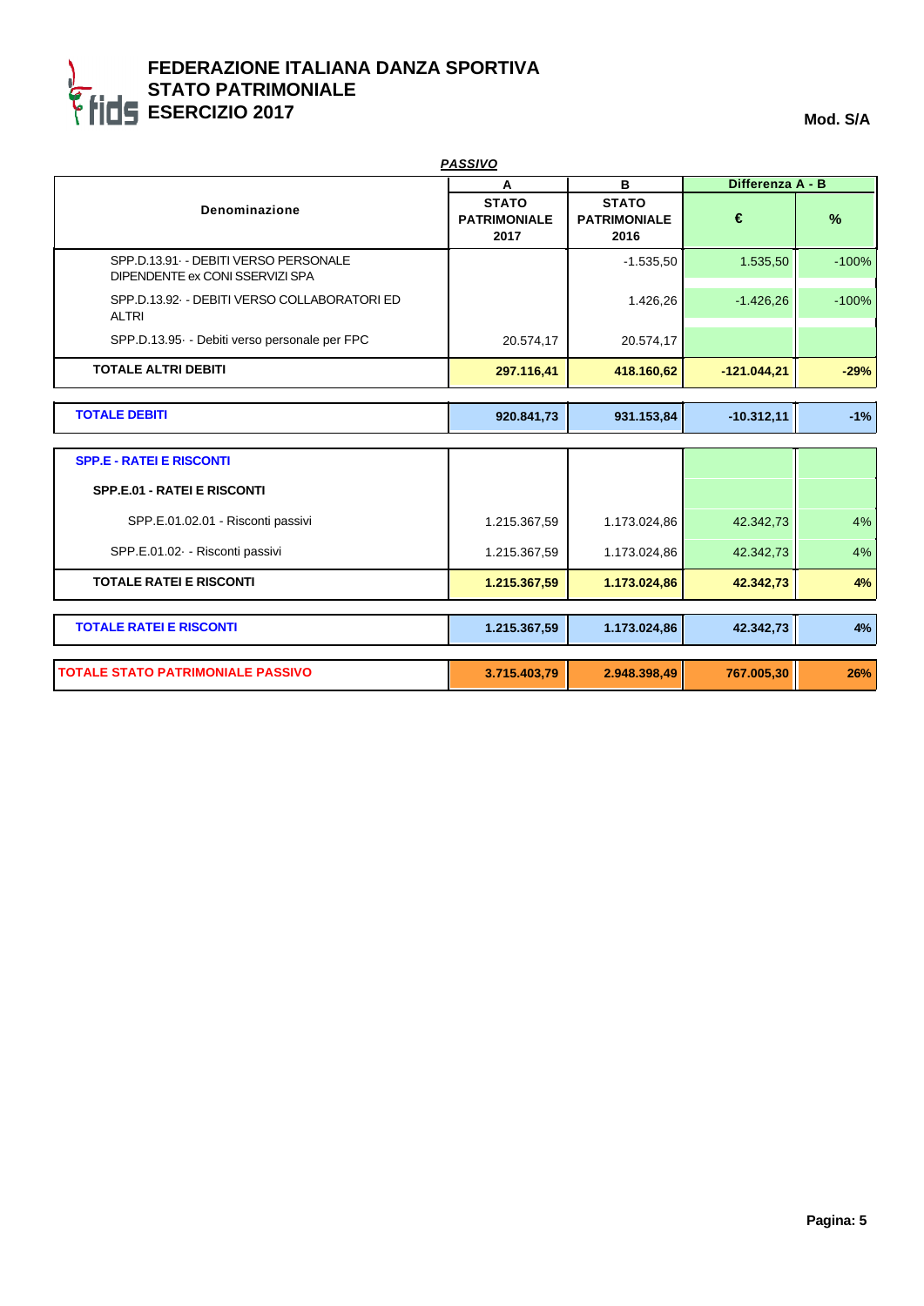# FEDERAZIONE ITALIANA DANZA SPORTIVA
# STATO PATRIMONIALE
# ESERCIZIO 2017

**Mod. S/A**

***PASSIVO***

| Denominazione | A<br>STATO PATRIMONIALE 2017 | B<br>STATO PATRIMONIALE 2016 | Differenza A - B<br>€ | <br>% |
|---|---|---|---|---|
| SPP.D.13.91· - DEBITI VERSO PERSONALE DIPENDENTE ex CONI SSERVIZI SPA | | -1.535,50 | 1.535,50 | -100% |
| SPP.D.13.92· - DEBITI VERSO COLLABORATORI ED ALTRI | | 1.426,26 | -1.426,26 | -100% |
| SPP.D.13.95· - Debiti verso personale per FPC | 20.574,17 | 20.574,17 | | |
| **TOTALE ALTRI DEBITI** | **297.116,41** | **418.160,62** | **-121.044,21** | **-29%** |
| **TOTALE DEBITI** | **920.841,73** | **931.153,84** | **-10.312,11** | **-1%** |
| **SPP.E - RATEI E RISCONTI** | | | | |
| **SPP.E.01 - RATEI E RISCONTI** | | | | |
| SPP.E.01.02.01 - Risconti passivi | 1.215.367,59 | 1.173.024,86 | 42.342,73 | 4% |
| SPP.E.01.02· - Risconti passivi | 1.215.367,59 | 1.173.024,86 | 42.342,73 | 4% |
| **TOTALE RATEI E RISCONTI** | **1.215.367,59** | **1.173.024,86** | **42.342,73** | **4%** |
| **TOTALE RATEI E RISCONTI** | **1.215.367,59** | **1.173.024,86** | **42.342,73** | **4%** |
| **TOTALE STATO PATRIMONIALE PASSIVO** | **3.715.403,79** | **2.948.398,49** | **767.005,30** | **26%** |